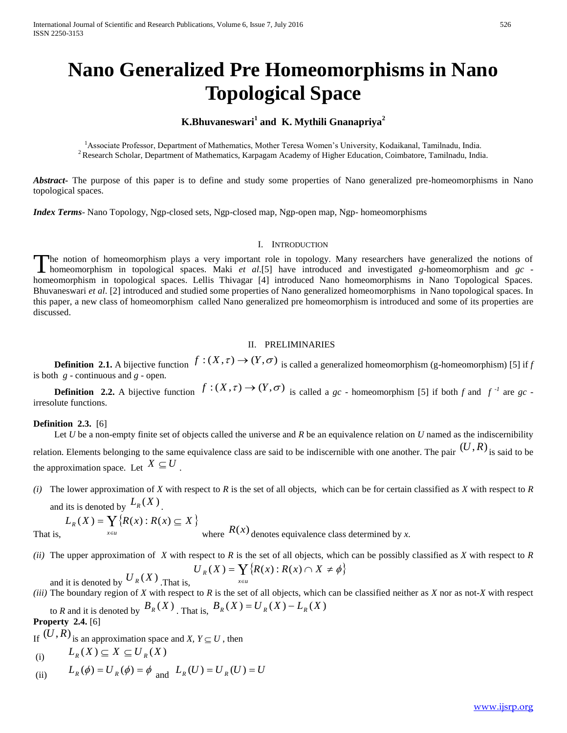# Nano Generalized Pre Homeomorphisms in Nano Topological Space

**K.Bhuvaneswari[1] and K. Mythili Gnanapriya[2]**

[1]Associate Professor, Department of Mathematics, Mother Teresa Women's University, Kodaikanal, Tamilnadu, India.
[2]Research Scholar, Department of Mathematics, Karpagam Academy of Higher Education, Coimbatore, Tamilnadu, India.

***Abstract***- The purpose of this paper is to define and study some properties of Nano generalized pre-homeomorphisms in Nano topological spaces.

***Index Terms***- Nano Topology, Ngp-closed sets, Ngp-closed map, Ngp-open map, Ngp- homeomorphisms

## I. Introduction

The notion of homeomorphism plays a very important role in topology. Many researchers have generalized the notions of homeomorphism in topological spaces. Maki *et al.*[5] have introduced and investigated *g*-homeomorphism and *gc* - homeomorphism in topological spaces. Lellis Thivagar [4] introduced Nano homeomorphisms in Nano Topological Spaces. Bhuvaneswari *et al*. [2] introduced and studied some properties of Nano generalized homeomorphisms in Nano topological spaces. In this paper, a new class of homeomorphism called Nano generalized pre homeomorphism is introduced and some of its properties are discussed.

## II. Preliminaries

**Definition 2.1.** A bijective function $f:(X,\tau)\rightarrow(Y,\sigma)$ is called a generalized homeomorphism (g-homeomorphism) [5] if *f* is both *g* - continuous and *g* - open.

**Definition 2.2.** A bijective function $f:(X,\tau)\rightarrow(Y,\sigma)$ is called a *gc* - homeomorphism [5] if both *f* and $f^{-1}$ are *gc* - irresolute functions.

**Definition 2.3.** [6]

Let *U* be a non-empty finite set of objects called the universe and *R* be an equivalence relation on *U* named as the indiscernibility relation. Elements belonging to the same equivalence class are said to be indiscernible with one another. The pair $(U,R)$ is said to be the approximation space. Let $X\subseteq U$.

*(i)* The lower approximation of *X* with respect to *R* is the set of all objects, which can be for certain classified as *X* with respect to *R* and its is denoted by $L_R(X)$.

That is, $L_R(X)=\bigcup_{x\in u}\{R(x):R(x)\subseteq X\}$ where $R(x)$ denotes equivalence class determined by *x.*

*(ii)* The upper approximation of *X* with respect to *R* is the set of all objects, which can be possibly classified as *X* with respect to *R* and it is denoted by $U_R(X)$. That is, $U_R(X)=\bigcup_{x\in u}\{R(x):R(x)\cap X\neq\phi\}$

*(iii)* The boundary region of *X* with respect to *R* is the set of all objects, which can be classified neither as *X* nor as not-*X* with respect to *R* and it is denoted by $B_R(X)$. That is, $B_R(X)=U_R(X)-L_R(X)$

**Property 2.4.** [6]

If $(U,R)$ is an approximation space and $X, Y\subseteq U$, then

(i) $L_R(X)\subseteq X\subseteq U_R(X)$

(ii) $L_R(\phi)=U_R(\phi)=\phi$ and $L_R(U)=U_R(U)=U$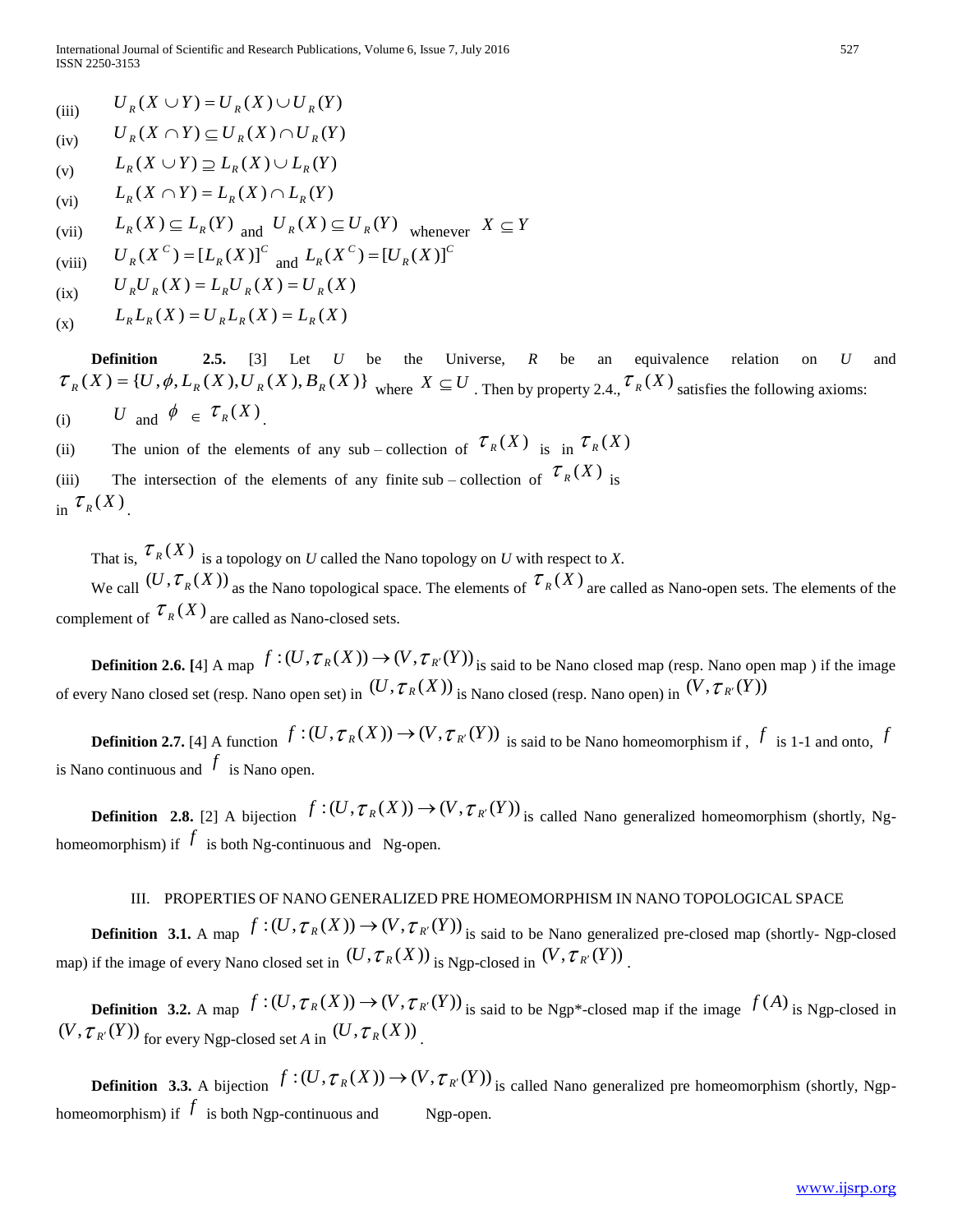(iii) $U_R(X \cup Y) = U_R(X) \cup U_R(Y)$

(iv) $U_R(X \cap Y) \subseteq U_R(X) \cap U_R(Y)$

(v) $L_R(X \cup Y) \supseteq L_R(X) \cup L_R(Y)$

(vi) $L_R(X \cap Y) = L_R(X) \cap L_R(Y)$

(vii) $L_R(X) \subseteq L_R(Y)$ and $U_R(X) \subseteq U_R(Y)$ whenever $X \subseteq Y$

(viii) $U_R(X^C) = [L_R(X)]^C$ and $L_R(X^C) = [U_R(X)]^C$

(ix) $U_R U_R(X) = L_R U_R(X) = U_R(X)$

(x) $L_R L_R(X) = U_R L_R(X) = L_R(X)$

**Definition 2.5.** [3] Let $U$ be the Universe, $R$ be an equivalence relation on $U$ and $\tau_R(X) = \{U, \phi, L_R(X), U_R(X), B_R(X)\}$ where $X \subseteq U$. Then by property 2.4., $\tau_R(X)$ satisfies the following axioms:

(i) $U$ and $\phi \in \tau_R(X)$.

(ii) The union of the elements of any sub – collection of $\tau_R(X)$ is in $\tau_R(X)$

(iii) The intersection of the elements of any finite sub – collection of $\tau_R(X)$ is in $\tau_R(X)$.

That is, $\tau_R(X)$ is a topology on $U$ called the Nano topology on $U$ with respect to $X$.

We call $(U, \tau_R(X))$ as the Nano topological space. The elements of $\tau_R(X)$ are called as Nano-open sets. The elements of the complement of $\tau_R(X)$ are called as Nano-closed sets.

**Definition 2.6.** [4] A map $f : (U, \tau_R(X)) \to (V, \tau_{R'}(Y))$ is said to be Nano closed map (resp. Nano open map ) if the image of every Nano closed set (resp. Nano open set) in $(U, \tau_R(X))$ is Nano closed (resp. Nano open) in $(V, \tau_{R'}(Y))$

**Definition 2.7.** [4] A function $f : (U, \tau_R(X)) \to (V, \tau_{R'}(Y))$ is said to be Nano homeomorphism if , $f$ is 1-1 and onto, $f$ is Nano continuous and $f$ is Nano open.

**Definition 2.8.** [2] A bijection $f : (U, \tau_R(X)) \to (V, \tau_{R'}(Y))$ is called Nano generalized homeomorphism (shortly, Ng-homeomorphism) if $f$ is both Ng-continuous and Ng-open.

## III. PROPERTIES OF NANO GENERALIZED PRE HOMEOMORPHISM IN NANO TOPOLOGICAL SPACE

**Definition 3.1.** A map $f : (U, \tau_R(X)) \to (V, \tau_{R'}(Y))$ is said to be Nano generalized pre-closed map (shortly- Ngp-closed map) if the image of every Nano closed set in $(U, \tau_R(X))$ is Ngp-closed in $(V, \tau_{R'}(Y))$.

**Definition 3.2.** A map $f : (U, \tau_R(X)) \to (V, \tau_{R'}(Y))$ is said to be Ngp*-closed map if the image $f(A)$ is Ngp-closed in $(V, \tau_{R'}(Y))$ for every Ngp-closed set $A$ in $(U, \tau_R(X))$.

**Definition 3.3.** A bijection $f : (U, \tau_R(X)) \to (V, \tau_{R'}(Y))$ is called Nano generalized pre homeomorphism (shortly, Ngp-homeomorphism) if $f$ is both Ngp-continuous and Ngp-open.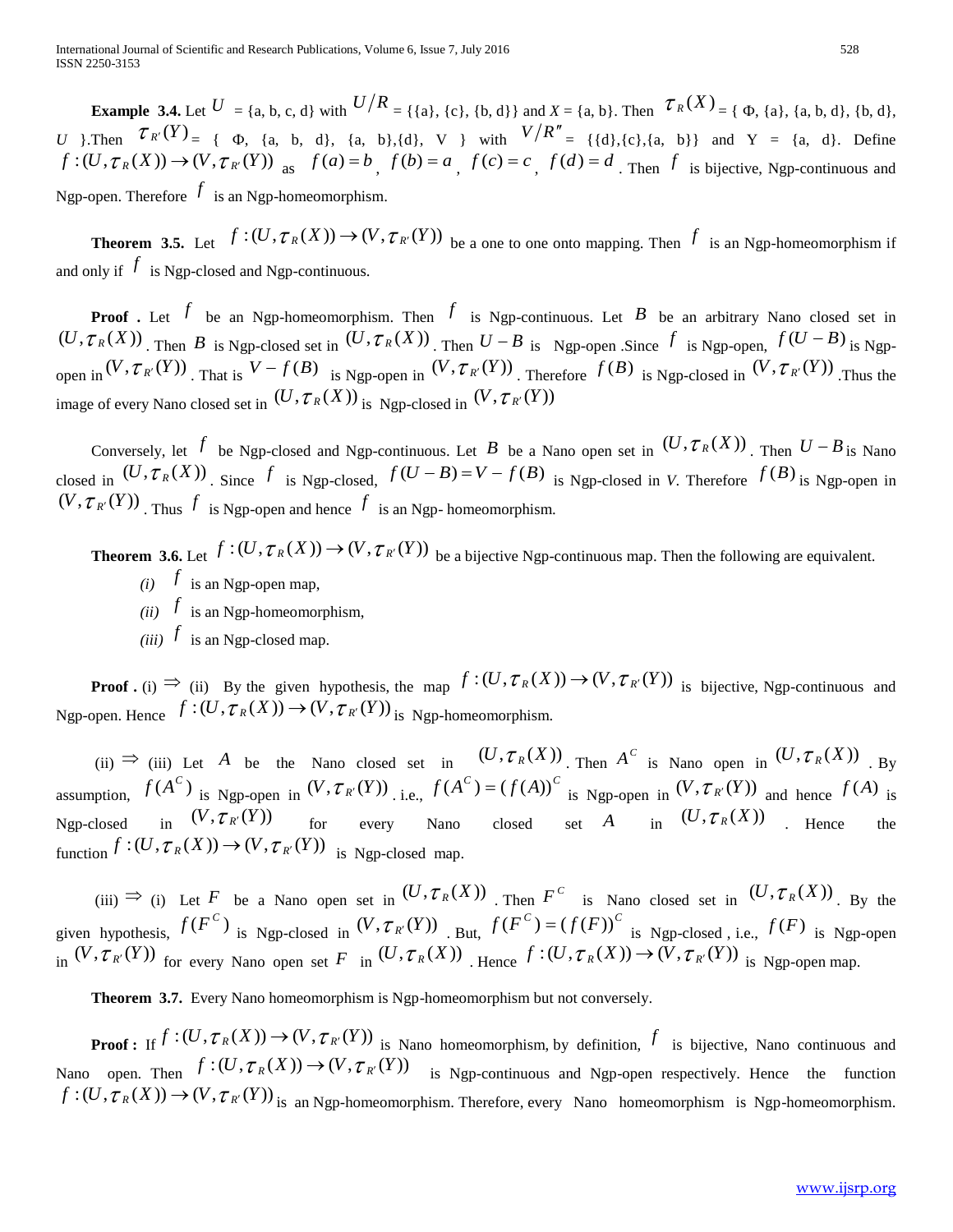**Example 3.4.** Let $U$ = {a, b, c, d} with $U/R$ = {{a}, {c}, {b, d}} and $X$ = {a, b}. Then $\tau_R(X)$ = { Φ, {a}, {a, b, d}, {b, d}, $U$ }.Then $\tau_{R'}(Y)$ = { Φ, {a, b, d}, {a, b},{d}, V } with $V/R''$ = {{d},{c},{a, b}} and Y = {a, d}. Define $f:(U,\tau_R(X)) \to (V,\tau_{R'}(Y))$ as $f(a)=b$, $f(b)=a$, $f(c)=c$, $f(d)=d$. Then $f$ is bijective, Ngp-continuous and Ngp-open. Therefore $f$ is an Ngp-homeomorphism.

**Theorem 3.5.** Let $f:(U,\tau_R(X)) \to (V,\tau_{R'}(Y))$ be a one to one onto mapping. Then $f$ is an Ngp-homeomorphism if and only if $f$ is Ngp-closed and Ngp-continuous.

**Proof .** Let $f$ be an Ngp-homeomorphism. Then $f$ is Ngp-continuous. Let $B$ be an arbitrary Nano closed set in $(U,\tau_R(X))$. Then $B$ is Ngp-closed set in $(U,\tau_R(X))$. Then $U-B$ is Ngp-open .Since $f$ is Ngp-open, $f(U-B)$ is Ngp-open in $(V,\tau_{R'}(Y))$. That is $V-f(B)$ is Ngp-open in $(V,\tau_{R'}(Y))$. Therefore $f(B)$ is Ngp-closed in $(V,\tau_{R'}(Y))$.Thus the image of every Nano closed set in $(U,\tau_R(X))$ is Ngp-closed in $(V,\tau_{R'}(Y))$

Conversely, let $f$ be Ngp-closed and Ngp-continuous. Let $B$ be a Nano open set in $(U,\tau_R(X))$. Then $U-B$ is Nano closed in $(U,\tau_R(X))$. Since $f$ is Ngp-closed, $f(U-B)=V-f(B)$ is Ngp-closed in *V*. Therefore $f(B)$ is Ngp-open in $(V,\tau_{R'}(Y))$. Thus $f$ is Ngp-open and hence $f$ is an Ngp- homeomorphism.

**Theorem 3.6.** Let $f:(U,\tau_R(X)) \to (V,\tau_{R'}(Y))$ be a bijective Ngp-continuous map. Then the following are equivalent.

*(i)* $f$ is an Ngp-open map,

*(ii)* $f$ is an Ngp-homeomorphism,

*(iii)* $f$ is an Ngp-closed map.

**Proof .** (i) $\Rightarrow$ (ii) By the given hypothesis, the map $f:(U,\tau_R(X)) \to (V,\tau_{R'}(Y))$ is bijective, Ngp-continuous and Ngp-open. Hence $f:(U,\tau_R(X)) \to (V,\tau_{R'}(Y))$ is Ngp-homeomorphism.

(ii) $\Rightarrow$ (iii) Let $A$ be the Nano closed set in $(U,\tau_R(X))$. Then $A^C$ is Nano open in $(U,\tau_R(X))$. By assumption, $f(A^C)$ is Ngp-open in $(V,\tau_{R'}(Y))$, i.e., $f(A^C)=(f(A))^C$ is Ngp-open in $(V,\tau_{R'}(Y))$ and hence $f(A)$ is Ngp-closed in $(V,\tau_{R'}(Y))$ for every Nano closed set $A$ in $(U,\tau_R(X))$. Hence the function $f:(U,\tau_R(X)) \to (V,\tau_{R'}(Y))$ is Ngp-closed map.

(iii) $\Rightarrow$ (i) Let $F$ be a Nano open set in $(U,\tau_R(X))$. Then $F^C$ is Nano closed set in $(U,\tau_R(X))$. By the given hypothesis, $f(F^C)$ is Ngp-closed in $(V,\tau_{R'}(Y))$. But, $f(F^C)=(f(F))^C$ is Ngp-closed , i.e., $f(F)$ is Ngp-open in $(V,\tau_{R'}(Y))$ for every Nano open set $F$ in $(U,\tau_R(X))$. Hence $f:(U,\tau_R(X)) \to (V,\tau_{R'}(Y))$ is Ngp-open map.

**Theorem 3.7.** Every Nano homeomorphism is Ngp-homeomorphism but not conversely.

**Proof :** If $f:(U,\tau_R(X)) \to (V,\tau_{R'}(Y))$ is Nano homeomorphism, by definition, $f$ is bijective, Nano continuous and Nano open. Then $f:(U,\tau_R(X)) \to (V,\tau_{R'}(Y))$ is Ngp-continuous and Ngp-open respectively. Hence the function $f:(U,\tau_R(X)) \to (V,\tau_{R'}(Y))$ is an Ngp-homeomorphism. Therefore, every Nano homeomorphism is Ngp-homeomorphism.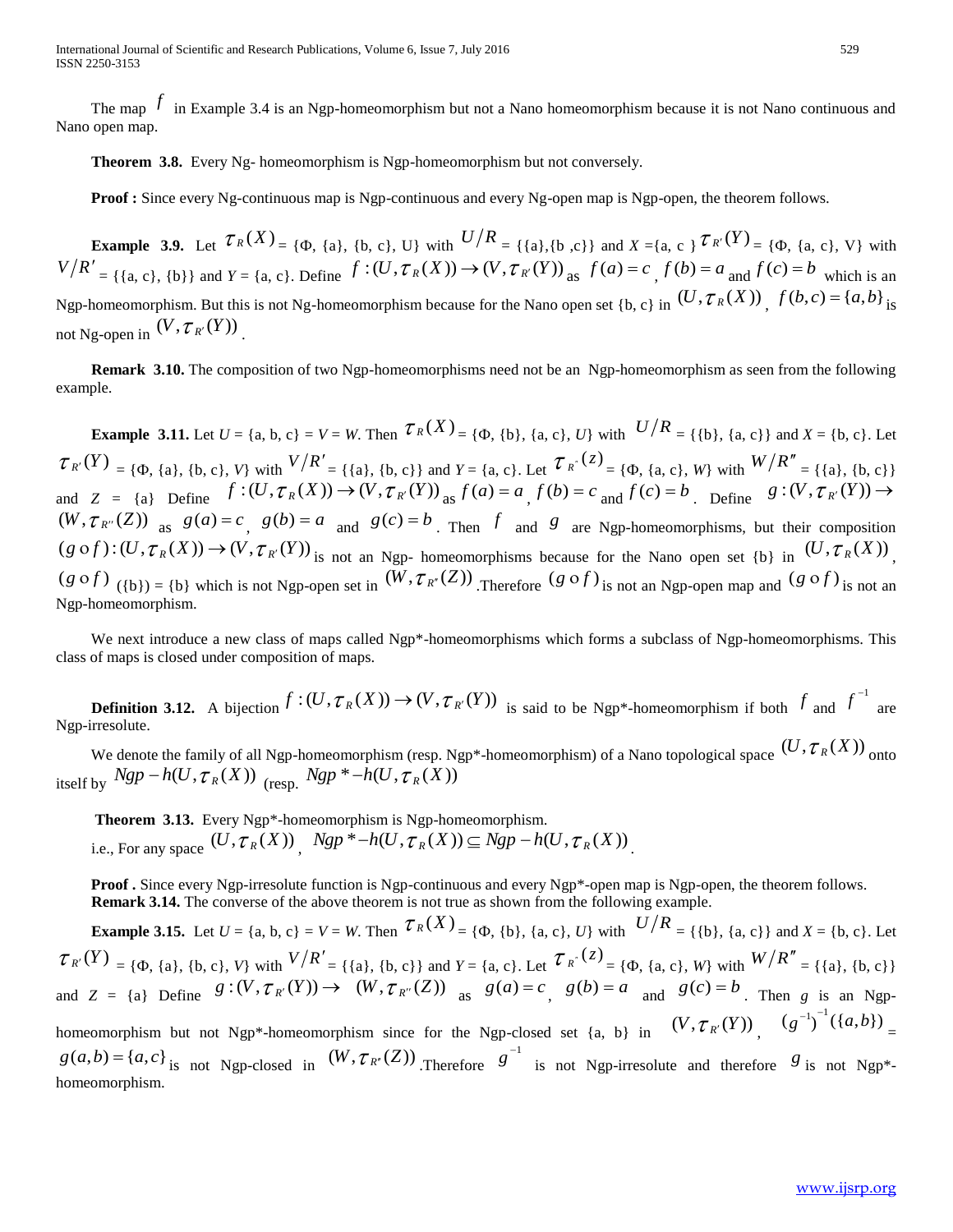The map $f$ in Example 3.4 is an Ngp-homeomorphism but not a Nano homeomorphism because it is not Nano continuous and Nano open map.

**Theorem 3.8.** Every Ng- homeomorphism is Ngp-homeomorphism but not conversely.

**Proof :** Since every Ng-continuous map is Ngp-continuous and every Ng-open map is Ngp-open, the theorem follows.

**Example 3.9.** Let $\tau_R(X)$ = {Φ, {a}, {b, c}, U} with $U/R$ = {{a},{b ,c}} and $X$ ={a, c } $\tau_{R'}(Y)$ = {Φ, {a, c}, V} with $V/R'$ = {{a, c}, {b}} and $Y$ = {a, c}. Define $f:(U,\tau_R(X)) \to (V,\tau_{R'}(Y))$ as $f(a)=c$ , $f(b)=a$ and $f(c)=b$ which is an Ngp-homeomorphism. But this is not Ng-homeomorphism because for the Nano open set {b, c} in $(U,\tau_R(X))$ , $f(b,c)=\{a,b\}$ is not Ng-open in $(V,\tau_{R'}(Y))$ .

**Remark 3.10.** The composition of two Ngp-homeomorphisms need not be an Ngp-homeomorphism as seen from the following example.

**Example 3.11.** Let $U$ = {a, b, c} = $V$ = $W$. Then $\tau_R(X)$ = {Φ, {b}, {a, c}, $U$} with $U/R$ = {{b}, {a, c}} and $X$ = {b, c}. Let $\tau_{R'}(Y)$ = {Φ, {a}, {b, c}, $V$} with $V/R'$ = {{a}, {b, c}} and $Y$ = {a, c}. Let $\tau_{R''}(Z)$ = {Φ, {a, c}, $W$} with $W/R''$ = {{a}, {b, c}} and $Z$ = {a} Define $f:(U,\tau_R(X)) \to (V,\tau_{R'}(Y))$ as $f(a)=a$ , $f(b)=c$ and $f(c)=b$ . Define $g:(V,\tau_{R'}(Y)) \to (W,\tau_{R''}(Z))$ as $g(a)=c$ , $g(b)=a$ and $g(c)=b$ . Then $f$ and $g$ are Ngp-homeomorphisms, but their composition $(g \circ f):(U,\tau_R(X)) \to (V,\tau_{R'}(Y))$ is not an Ngp- homeomorphisms because for the Nano open set {b} in $(U,\tau_R(X))$ , $(g \circ f)$ ({b}) = {b} which is not Ngp-open set in $(W,\tau_{R''}(Z))$ .Therefore $(g \circ f)$ is not an Ngp-open map and $(g \circ f)$ is not an Ngp-homeomorphism.

We next introduce a new class of maps called Ngp*-homeomorphisms which forms a subclass of Ngp-homeomorphisms. This class of maps is closed under composition of maps.

**Definition 3.12.** A bijection $f:(U,\tau_R(X)) \to (V,\tau_{R'}(Y))$ is said to be Ngp*-homeomorphism if both $f$ and $f^{-1}$ are Ngp-irresolute.

We denote the family of all Ngp-homeomorphism (resp. Ngp*-homeomorphism) of a Nano topological space $(U,\tau_R(X))$ onto itself by $Ngp-h(U,\tau_R(X))$ (resp. $Ngp*-h(U,\tau_R(X))$

**Theorem 3.13.** Every Ngp*-homeomorphism is Ngp-homeomorphism.
i.e., For any space $(U,\tau_R(X))$ , $Ngp*-h(U,\tau_R(X)) \subseteq Ngp-h(U,\tau_R(X))$ .

**Proof .** Since every Ngp-irresolute function is Ngp-continuous and every Ngp*-open map is Ngp-open, the theorem follows.
**Remark 3.14.** The converse of the above theorem is not true as shown from the following example.

**Example 3.15.** Let $U$ = {a, b, c} = $V$ = $W$. Then $\tau_R(X)$ = {Φ, {b}, {a, c}, $U$} with $U/R$ = {{b}, {a, c}} and $X$ = {b, c}. Let $\tau_{R'}(Y)$ = {Φ, {a}, {b, c}, $V$} with $V/R'$ = {{a}, {b, c}} and $Y$ = {a, c}. Let $\tau_{R''}(Z)$ = {Φ, {a, c}, $W$} with $W/R''$ = {{a}, {b, c}} and $Z$ = {a} Define $g:(V,\tau_{R'}(Y)) \to (W,\tau_{R''}(Z))$ as $g(a)=c$ , $g(b)=a$ and $g(c)=b$ . Then $g$ is an Ngp-homeomorphism but not Ngp*-homeomorphism since for the Ngp-closed set {a, b} in $(V,\tau_{R'}(Y))$ , $(g^{-1})^{-1}(\{a,b\})$ = $g(a,b)=\{a,c\}$ is not Ngp-closed in $(W,\tau_{R''}(Z))$ .Therefore $g^{-1}$ is not Ngp-irresolute and therefore $g$ is not Ngp*-homeomorphism.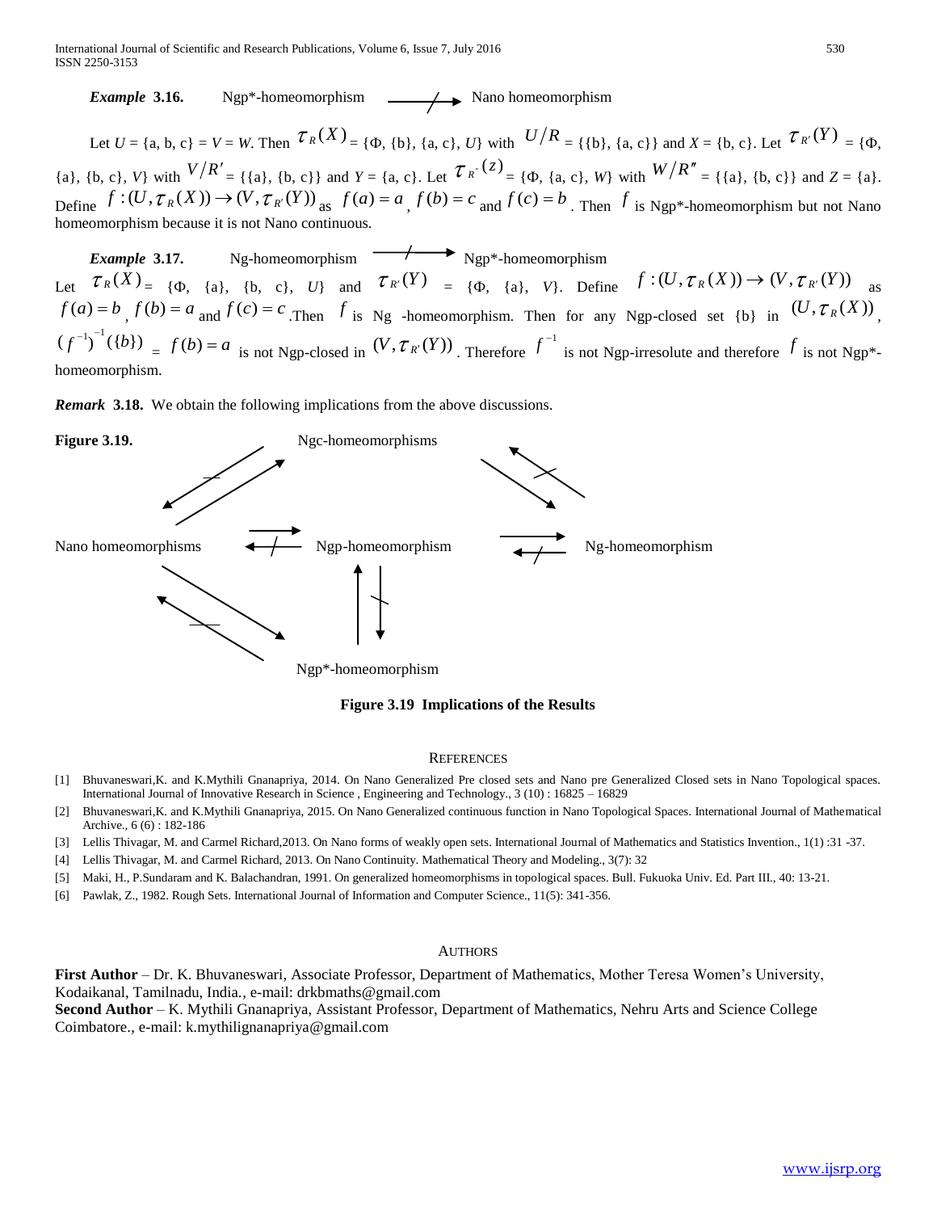***Example* 3.16.** Ngp*-homeomorphism $\not\longrightarrow$ Nano homeomorphism

Let $U$ = {a, b, c} = $V$ = $W$. Then $\tau_R(X)$ = {Φ, {b}, {a, c}, $U$} with $U/R$ = {{b}, {a, c}} and $X$ = {b, c}. Let $\tau_{R'}(Y)$ = {Φ, {a}, {b, c}, $V$} with $V/R'$ = {{a}, {b, c}} and $Y$ = {a, c}. Let $\tau_{R''}(z)$ = {Φ, {a, c}, $W$} with $W/R''$ = {{a}, {b, c}} and $Z$ = {a}. Define $f:(U,\tau_R(X))\to(V,\tau_{R'}(Y))$ as $f(a)=a$, $f(b)=c$ and $f(c)=b$. Then $f$ is Ngp*-homeomorphism but not Nano homeomorphism because it is not Nano continuous.

***Example* 3.17.** Ng-homeomorphism $\not\longrightarrow$ Ngp*-homeomorphism

Let $\tau_R(X)$ = {Φ, {a}, {b, c}, $U$} and $\tau_{R'}(Y)$ = {Φ, {a}, $V$}. Define $f:(U,\tau_R(X))\to(V,\tau_{R'}(Y))$ as $f(a)=b$, $f(b)=a$ and $f(c)=c$. Then $f$ is Ng -homeomorphism. Then for any Ngp-closed set {b} in $(U,\tau_R(X))$, $(f^{-1})^{-1}(\{b\})$ = $f(b)=a$ is not Ngp-closed in $(V,\tau_{R'}(Y))$. Therefore $f^{-1}$ is not Ngp-irresolute and therefore $f$ is not Ngp*-homeomorphism.

***Remark* 3.18.** We obtain the following implications from the above discussions.

**Figure 3.19.**

Ngc-homeomorphisms

Nano homeomorphisms

Ngp-homeomorphism

Ng-homeomorphism

Ngp*-homeomorphism

**Figure 3.19 Implications of the Results**

## REFERENCES

[1] Bhuvaneswari,K. and K.Mythili Gnanapriya, 2014. On Nano Generalized Pre closed sets and Nano pre Generalized Closed sets in Nano Topological spaces. International Journal of Innovative Research in Science , Engineering and Technology., 3 (10) : 16825 – 16829

[2] Bhuvaneswari,K. and K.Mythili Gnanapriya, 2015. On Nano Generalized continuous function in Nano Topological Spaces. International Journal of Mathematical Archive., 6 (6) : 182-186

[3] Lellis Thivagar, M. and Carmel Richard,2013. On Nano forms of weakly open sets. International Journal of Mathematics and Statistics Invention., 1(1) :31 -37.

[4] Lellis Thivagar, M. and Carmel Richard, 2013. On Nano Continuity. Mathematical Theory and Modeling., 3(7): 32

[5] Maki, H., P.Sundaram and K. Balachandran, 1991. On generalized homeomorphisms in topological spaces. Bull. Fukuoka Univ. Ed. Part III., 40: 13-21.

[6] Pawlak, Z., 1982. Rough Sets. International Journal of Information and Computer Science., 11(5): 341-356.

## AUTHORS

**First Author** – Dr. K. Bhuvaneswari, Associate Professor, Department of Mathematics, Mother Teresa Women's University, Kodaikanal, Tamilnadu, India., e-mail: drkbmaths@gmail.com

**Second Author** – K. Mythili Gnanapriya, Assistant Professor, Department of Mathematics, Nehru Arts and Science College Coimbatore., e-mail: k.mythilignanapriya@gmail.com